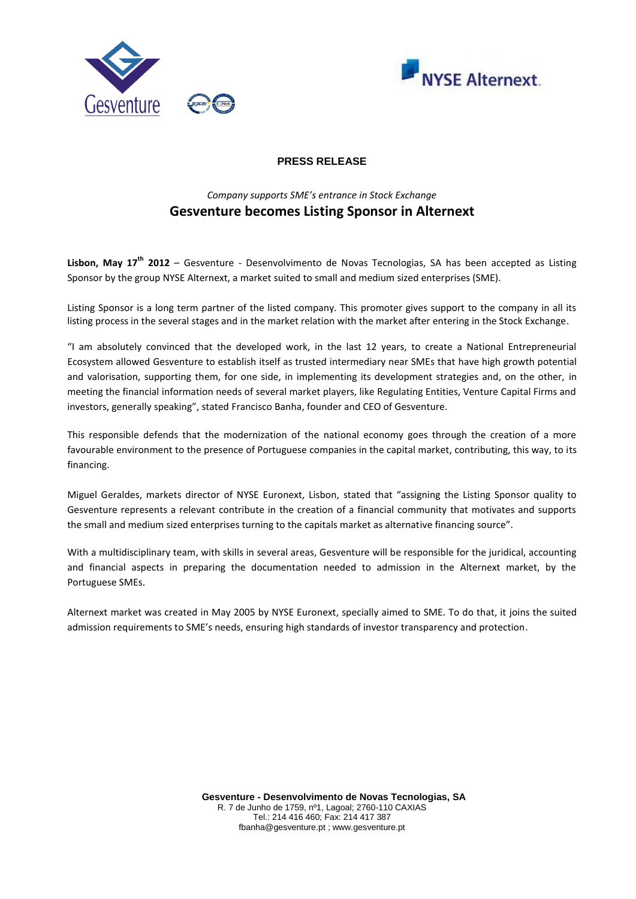**PRESS RELEASE**

*Company supports SME's entrance in Stock Exchange*

# Gesventure becomes Listing Sponsor in Alternext

**Lisbon, May 17th 2012** – Gesventure - Desenvolvimento de Novas Tecnologias, SA has been accepted as Listing Sponsor by the group NYSE Alternext, a market suited to small and medium sized enterprises (SME).

Listing Sponsor is a long term partner of the listed company. This promoter gives support to the company in all its listing process in the several stages and in the market relation with the market after entering in the Stock Exchange.

"I am absolutely convinced that the developed work, in the last 12 years, to create a National Entrepreneurial Ecosystem allowed Gesventure to establish itself as trusted intermediary near SMEs that have high growth potential and valorisation, supporting them, for one side, in implementing its development strategies and, on the other, in meeting the financial information needs of several market players, like Regulating Entities, Venture Capital Firms and investors, generally speaking", stated Francisco Banha, founder and CEO of Gesventure.

This responsible defends that the modernization of the national economy goes through the creation of a more favourable environment to the presence of Portuguese companies in the capital market, contributing, this way, to its financing.

Miguel Geraldes, markets director of NYSE Euronext, Lisbon, stated that "assigning the Listing Sponsor quality to Gesventure represents a relevant contribute in the creation of a financial community that motivates and supports the small and medium sized enterprises turning to the capitals market as alternative financing source".

With a multidisciplinary team, with skills in several areas, Gesventure will be responsible for the juridical, accounting and financial aspects in preparing the documentation needed to admission in the Alternext market, by the Portuguese SMEs.

Alternext market was created in May 2005 by NYSE Euronext, specially aimed to SME. To do that, it joins the suited admission requirements to SME's needs, ensuring high standards of investor transparency and protection.

**Gesventure - Desenvolvimento de Novas Tecnologias, SA**
R. 7 de Junho de 1759, nº1, Lagoal; 2760-110 CAXIAS
Tel.: 214 416 460; Fax: 214 417 387
fbanha@gesventure.pt ; www.gesventure.pt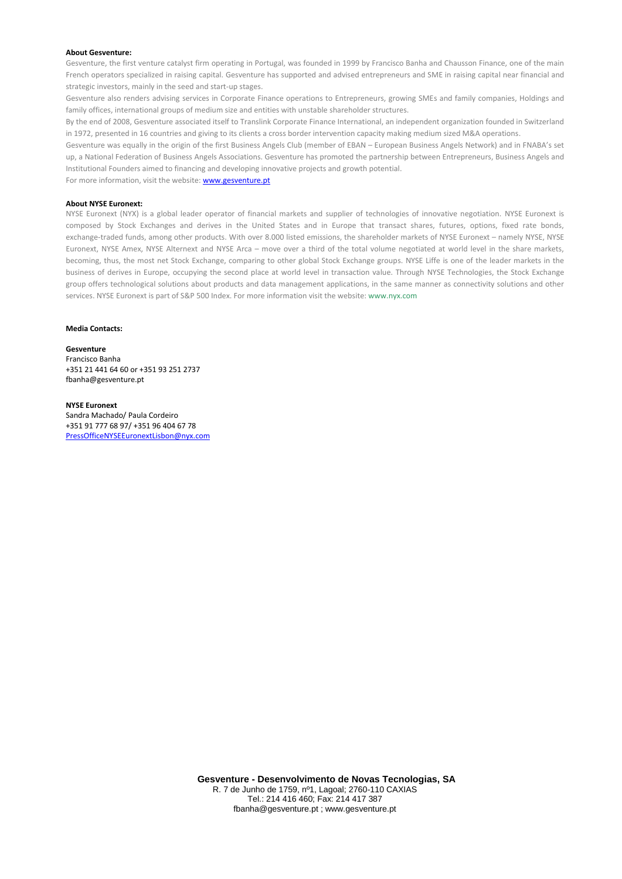**About Gesventure:**

Gesventure, the first venture catalyst firm operating in Portugal, was founded in 1999 by Francisco Banha and Chausson Finance, one of the main French operators specialized in raising capital. Gesventure has supported and advised entrepreneurs and SME in raising capital near financial and strategic investors, mainly in the seed and start-up stages.

Gesventure also renders advising services in Corporate Finance operations to Entrepreneurs, growing SMEs and family companies, Holdings and family offices, international groups of medium size and entities with unstable shareholder structures.

By the end of 2008, Gesventure associated itself to Translink Corporate Finance International, an independent organization founded in Switzerland in 1972, presented in 16 countries and giving to its clients a cross border intervention capacity making medium sized M&A operations.

Gesventure was equally in the origin of the first Business Angels Club (member of EBAN – European Business Angels Network) and in FNABA's set up, a National Federation of Business Angels Associations. Gesventure has promoted the partnership between Entrepreneurs, Business Angels and Institutional Founders aimed to financing and developing innovative projects and growth potential.

For more information, visit the website: [www.gesventure.pt](www.gesventure.pt)

**About NYSE Euronext:**

NYSE Euronext (NYX) is a global leader operator of financial markets and supplier of technologies of innovative negotiation. NYSE Euronext is composed by Stock Exchanges and derives in the United States and in Europe that transact shares, futures, options, fixed rate bonds, exchange-traded funds, among other products. With over 8.000 listed emissions, the shareholder markets of NYSE Euronext – namely NYSE, NYSE Euronext, NYSE Amex, NYSE Alternext and NYSE Arca – move over a third of the total volume negotiated at world level in the share markets, becoming, thus, the most net Stock Exchange, comparing to other global Stock Exchange groups. NYSE Liffe is one of the leader markets in the business of derives in Europe, occupying the second place at world level in transaction value. Through NYSE Technologies, the Stock Exchange group offers technological solutions about products and data management applications, in the same manner as connectivity solutions and other services. NYSE Euronext is part of S&P 500 Index. For more information visit the website: www.nyx.com

**Media Contacts:**

**Gesventure**
Francisco Banha
+351 21 441 64 60 or +351 93 251 2737
fbanha@gesventure.pt

**NYSE Euronext**
Sandra Machado/ Paula Cordeiro
+351 91 777 68 97/ +351 96 404 67 78
[PressOfficeNYSEEuronextLisbon@nyx.com](mailto:PressOfficeNYSEEuronextLisbon@nyx.com)

**Gesventure - Desenvolvimento de Novas Tecnologias, SA**
R. 7 de Junho de 1759, nº1, Lagoal; 2760-110 CAXIAS
Tel.: 214 416 460; Fax: 214 417 387
fbanha@gesventure.pt ; www.gesventure.pt